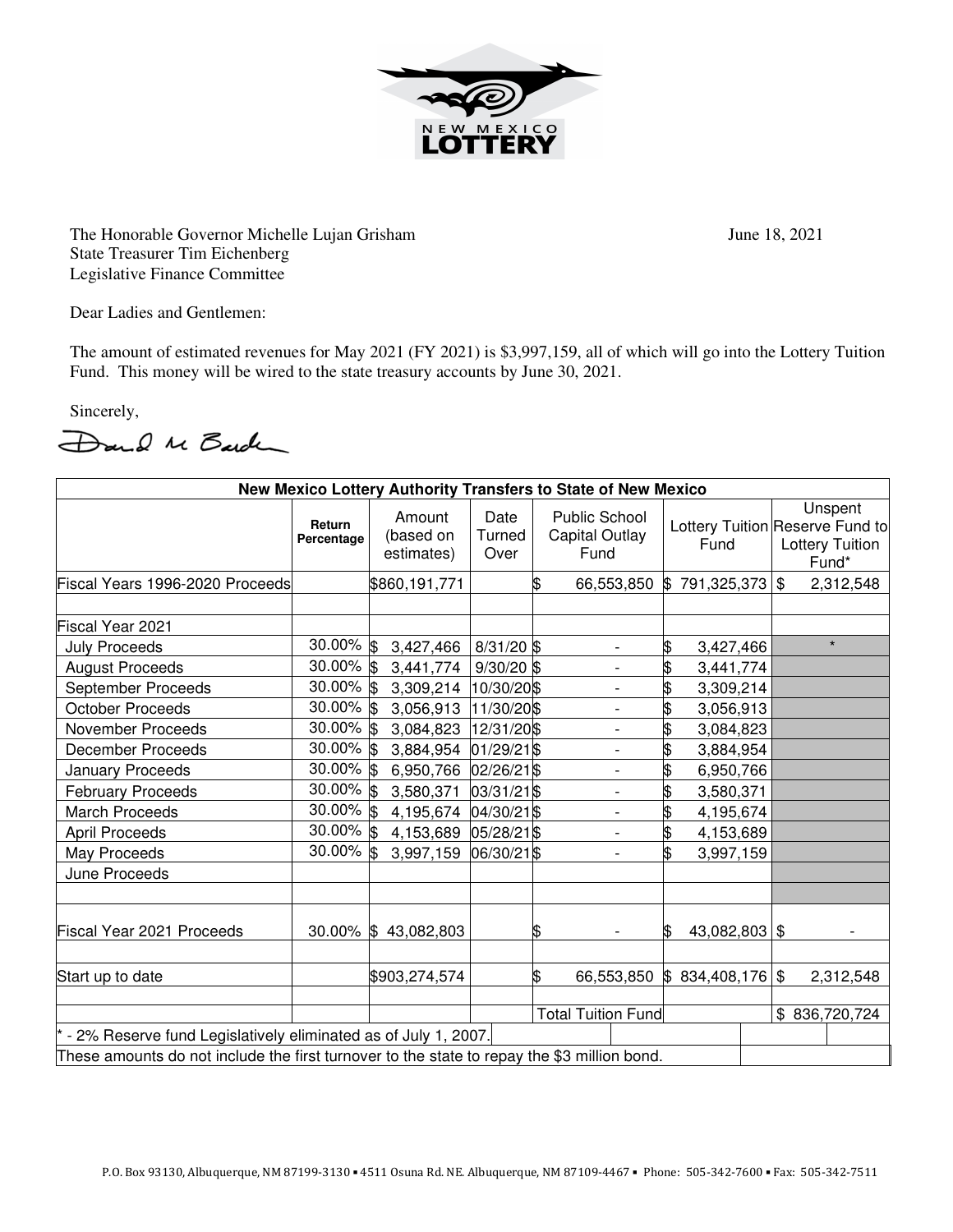NEW MEXICO LOTTERY

The Honorable Governor Michelle Lujan Grisham
State Treasurer Tim Eichenberg
Legislative Finance Committee

June 18, 2021

Dear Ladies and Gentlemen:

The amount of estimated revenues for May 2021 (FY 2021) is $3,997,159, all of which will go into the Lottery Tuition Fund. This money will be wired to the state treasury accounts by June 30, 2021.

Sincerely,

**New Mexico Lottery Authority Transfers to State of New Mexico**

| | Return Percentage | Amount (based on estimates) | Date Turned Over | Public School Capital Outlay Fund | Lottery Tuition Fund | Unspent Reserve Fund to Lottery Tuition Fund* |
|---|---|---|---|---|---|---|
| Fiscal Years 1996-2020 Proceeds | | $860,191,771 | | $ 66,553,850 | $ 791,325,373 | $ 2,312,548 |
| | | | | | | |
| Fiscal Year 2021 | | | | | | |
| July Proceeds | 30.00% | $ 3,427,466 | 8/31/20 | $ - | $ 3,427,466 | * |
| August Proceeds | 30.00% | $ 3,441,774 | 9/30/20 | $ - | $ 3,441,774 | |
| September Proceeds | 30.00% | $ 3,309,214 | 10/30/20 | $ - | $ 3,309,214 | |
| October Proceeds | 30.00% | $ 3,056,913 | 11/30/20 | $ - | $ 3,056,913 | |
| November Proceeds | 30.00% | $ 3,084,823 | 12/31/20 | $ - | $ 3,084,823 | |
| December Proceeds | 30.00% | $ 3,884,954 | 01/29/21 | $ - | $ 3,884,954 | |
| January Proceeds | 30.00% | $ 6,950,766 | 02/26/21 | $ - | $ 6,950,766 | |
| February Proceeds | 30.00% | $ 3,580,371 | 03/31/21 | $ - | $ 3,580,371 | |
| March Proceeds | 30.00% | $ 4,195,674 | 04/30/21 | $ - | $ 4,195,674 | |
| April Proceeds | 30.00% | $ 4,153,689 | 05/28/21 | $ - | $ 4,153,689 | |
| May Proceeds | 30.00% | $ 3,997,159 | 06/30/21 | $ - | $ 3,997,159 | |
| June Proceeds | | | | | | |
| | | | | | | |
| Fiscal Year 2021 Proceeds | 30.00% | $ 43,082,803 | | $ - | $ 43,082,803 | $ - |
| | | | | | | |
| Start up to date | | $903,274,574 | | $ 66,553,850 | $ 834,408,176 | $ 2,312,548 |
| | | | | | | |
| | | | | Total Tuition Fund | | $ 836,720,724 |

\* - 2% Reserve fund Legislatively eliminated as of July 1, 2007.

These amounts do not include the first turnover to the state to repay the $3 million bond.

P.O. Box 93130, Albuquerque, NM 87199-3130 ▪ 4511 Osuna Rd. NE. Albuquerque, NM 87109-4467 ▪ Phone: 505-342-7600 ▪ Fax: 505-342-7511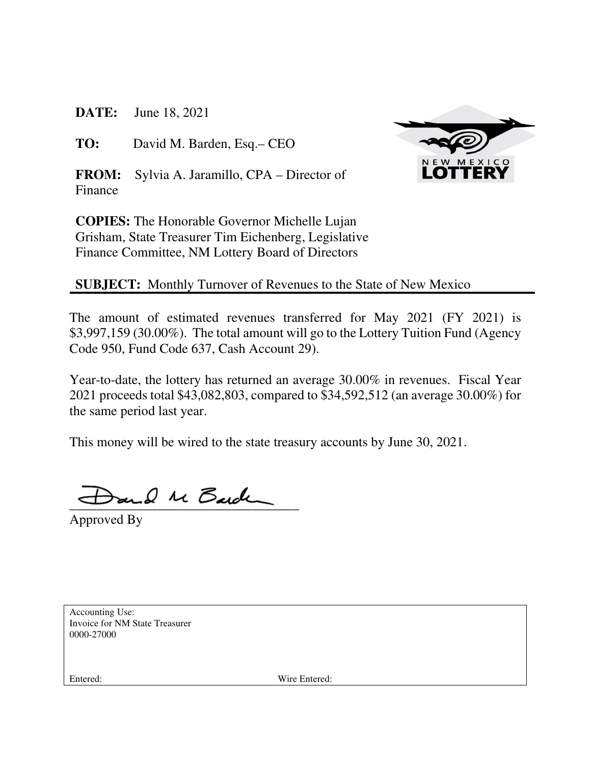**DATE:** June 18, 2021

**TO:** David M. Barden, Esq.– CEO

**FROM:** Sylvia A. Jaramillo, CPA – Director of Finance

**COPIES:** The Honorable Governor Michelle Lujan Grisham, State Treasurer Tim Eichenberg, Legislative Finance Committee, NM Lottery Board of Directors

**SUBJECT:** Monthly Turnover of Revenues to the State of New Mexico

The amount of estimated revenues transferred for May 2021 (FY 2021) is $3,997,159 (30.00%). The total amount will go to the Lottery Tuition Fund (Agency Code 950, Fund Code 637, Cash Account 29).

Year-to-date, the lottery has returned an average 30.00% in revenues. Fiscal Year 2021 proceeds total $43,082,803, compared to $34,592,512 (an average 30.00%) for the same period last year.

This money will be wired to the state treasury accounts by June 30, 2021.

David M Barden

___________________________________

Approved By

Accounting Use:
Invoice for NM State Treasurer
0000-27000

Entered:　　　　　Wire Entered: